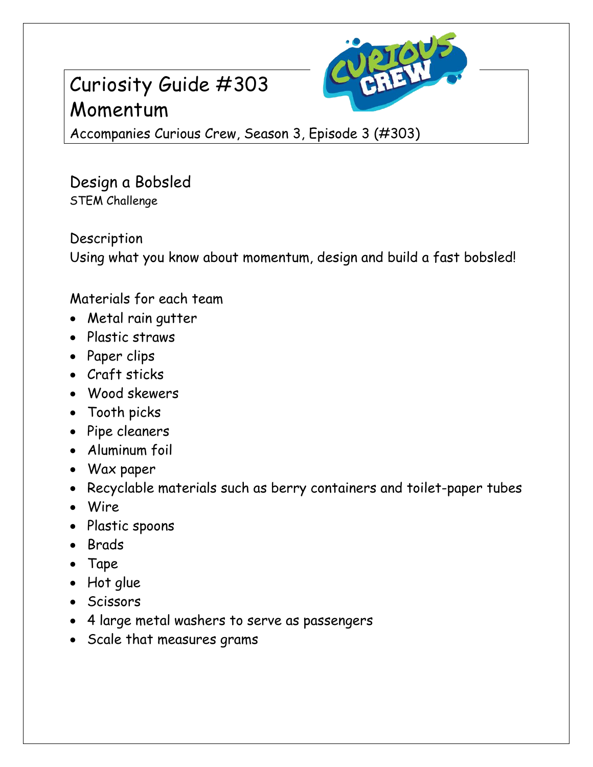# Curiosity Guide #303
# Momentum

Accompanies Curious Crew, Season 3, Episode 3 (#303)

## Design a Bobsled

STEM Challenge

### Description

Using what you know about momentum, design and build a fast bobsled!

### Materials for each team

- Metal rain gutter
- Plastic straws
- Paper clips
- Craft sticks
- Wood skewers
- Tooth picks
- Pipe cleaners
- Aluminum foil
- Wax paper
- Recyclable materials such as berry containers and toilet-paper tubes
- Wire
- Plastic spoons
- Brads
- Tape
- Hot glue
- Scissors
- 4 large metal washers to serve as passengers
- Scale that measures grams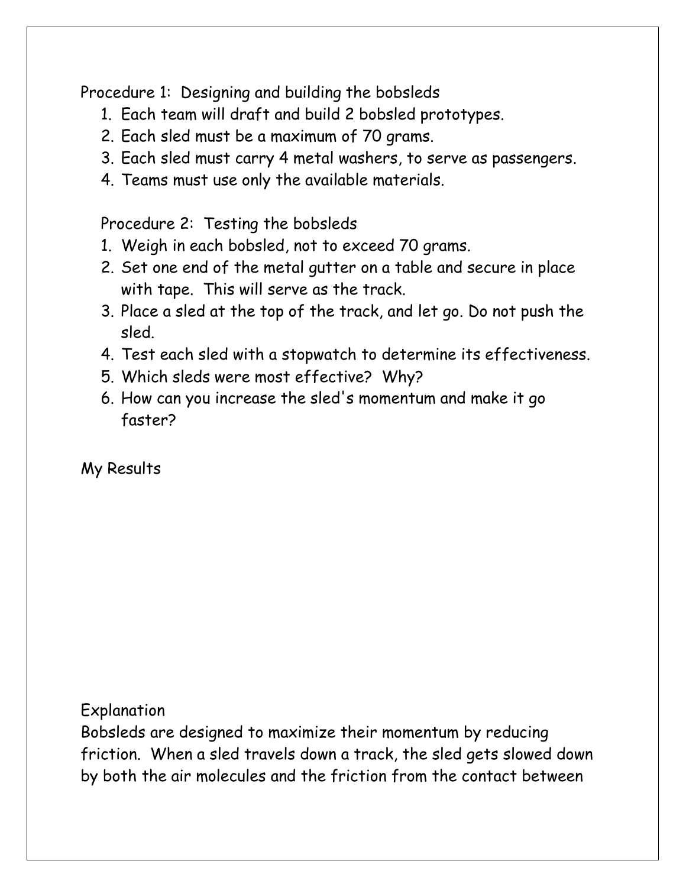Procedure 1: Designing and building the bobsleds

1. Each team will draft and build 2 bobsled prototypes.
2. Each sled must be a maximum of 70 grams.
3. Each sled must carry 4 metal washers, to serve as passengers.
4. Teams must use only the available materials.

Procedure 2: Testing the bobsleds

1. Weigh in each bobsled, not to exceed 70 grams.
2. Set one end of the metal gutter on a table and secure in place with tape. This will serve as the track.
3. Place a sled at the top of the track, and let go. Do not push the sled.
4. Test each sled with a stopwatch to determine its effectiveness.
5. Which sleds were most effective? Why?
6. How can you increase the sled's momentum and make it go faster?

My Results

Explanation

Bobsleds are designed to maximize their momentum by reducing friction. When a sled travels down a track, the sled gets slowed down by both the air molecules and the friction from the contact between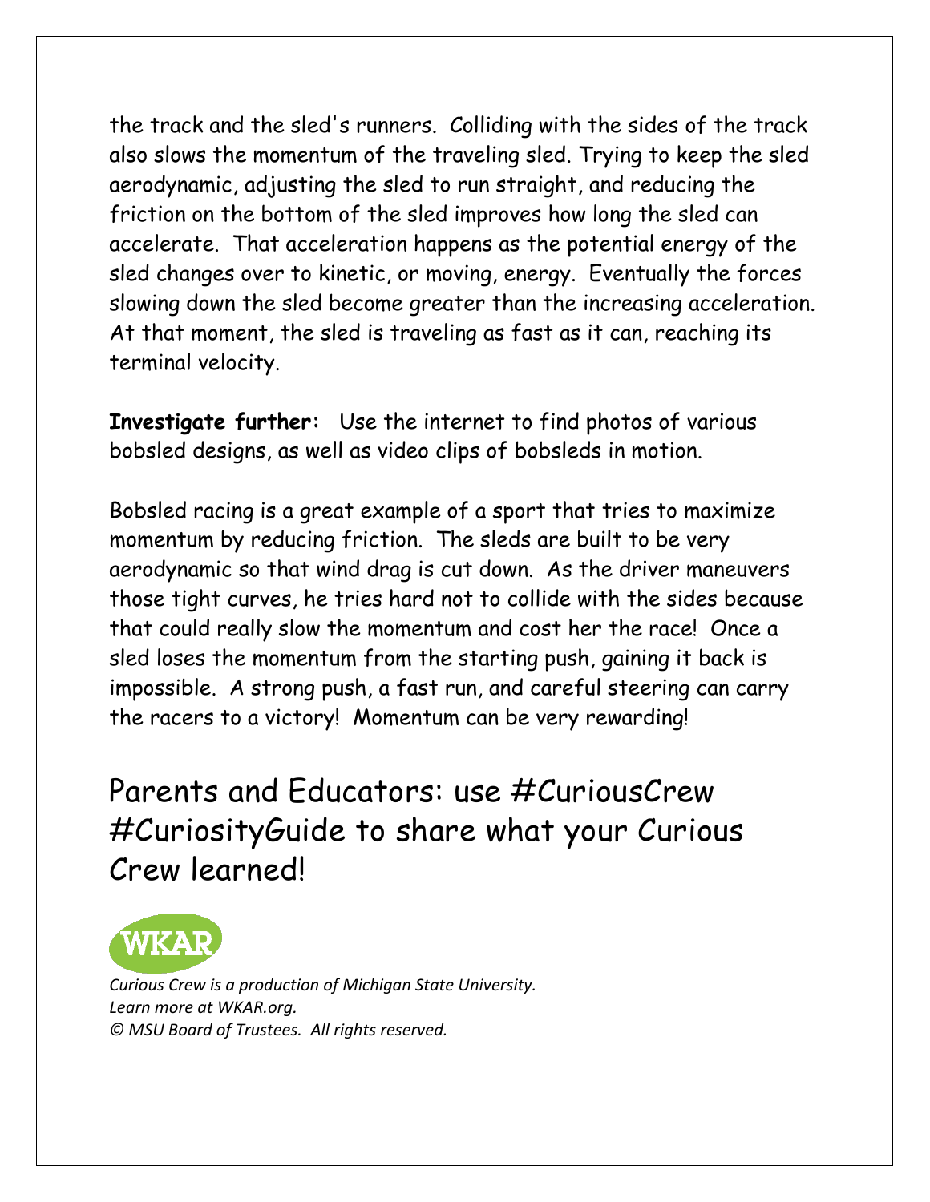the track and the sled's runners. Colliding with the sides of the track also slows the momentum of the traveling sled. Trying to keep the sled aerodynamic, adjusting the sled to run straight, and reducing the friction on the bottom of the sled improves how long the sled can accelerate. That acceleration happens as the potential energy of the sled changes over to kinetic, or moving, energy. Eventually the forces slowing down the sled become greater than the increasing acceleration. At that moment, the sled is traveling as fast as it can, reaching its terminal velocity.

**Investigate further:** Use the internet to find photos of various bobsled designs, as well as video clips of bobsleds in motion.

Bobsled racing is a great example of a sport that tries to maximize momentum by reducing friction. The sleds are built to be very aerodynamic so that wind drag is cut down. As the driver maneuvers those tight curves, he tries hard not to collide with the sides because that could really slow the momentum and cost her the race! Once a sled loses the momentum from the starting push, gaining it back is impossible. A strong push, a fast run, and careful steering can carry the racers to a victory! Momentum can be very rewarding!

## Parents and Educators: use #CuriousCrew #CuriosityGuide to share what your Curious Crew learned!

WKAR

*Curious Crew is a production of Michigan State University.*
*Learn more at WKAR.org.*
*© MSU Board of Trustees. All rights reserved.*